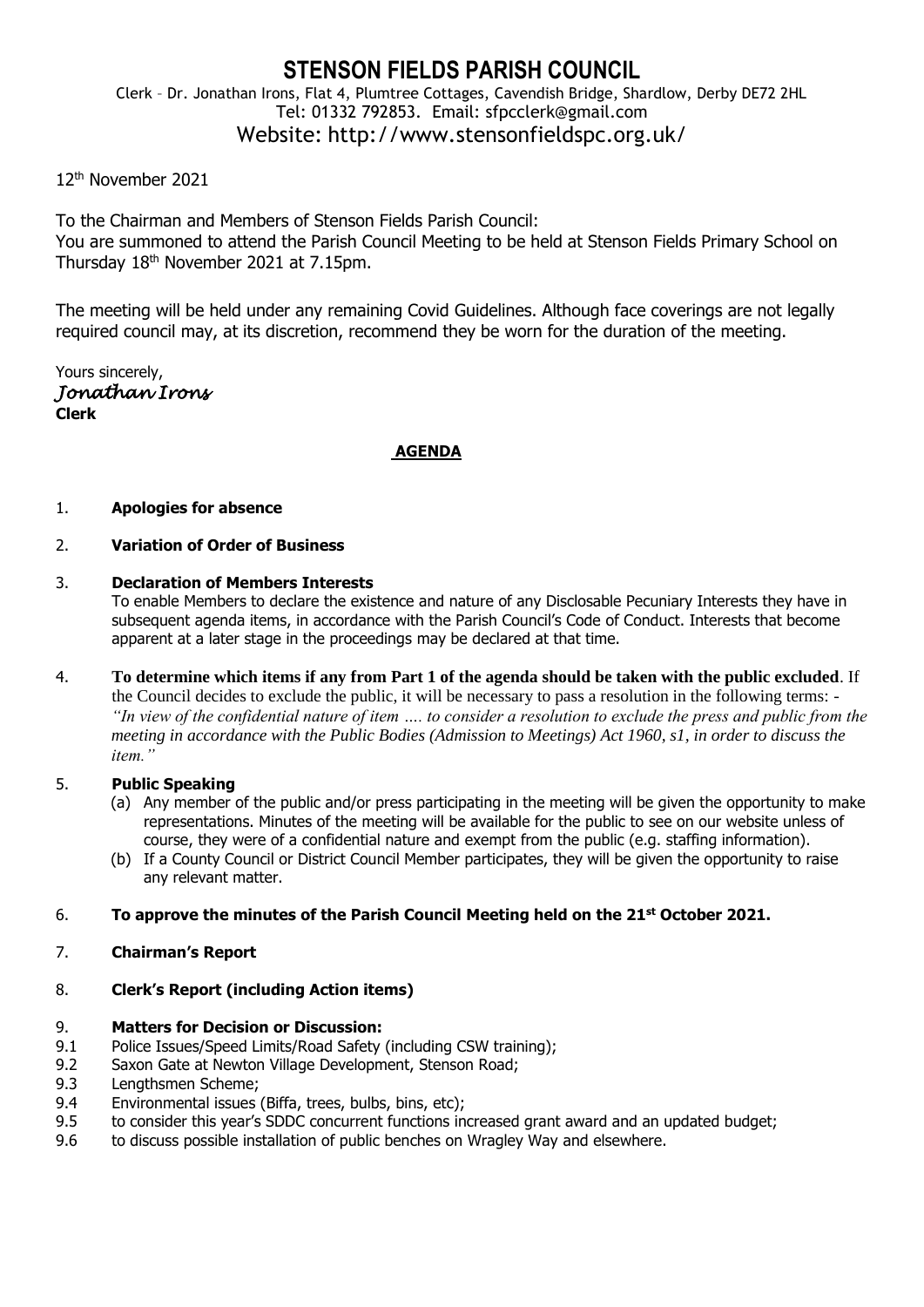# STENSON FIELDS PARISH COUNCIL

Clerk – Dr. Jonathan Irons, Flat 4, Plumtree Cottages, Cavendish Bridge, Shardlow, Derby DE72 2HL
Tel: 01332 792853. Email: sfpcclerk@gmail.com
Website: http://www.stensonfieldspc.org.uk/

12th November 2021

To the Chairman and Members of Stenson Fields Parish Council:
You are summoned to attend the Parish Council Meeting to be held at Stenson Fields Primary School on Thursday 18th November 2021 at 7.15pm.

The meeting will be held under any remaining Covid Guidelines. Although face coverings are not legally required council may, at its discretion, recommend they be worn for the duration of the meeting.

Yours sincerely,
*Jonathan Irons*
**Clerk**

## AGENDA

1. **Apologies for absence**

2. **Variation of Order of Business**

3. **Declaration of Members Interests**
   To enable Members to declare the existence and nature of any Disclosable Pecuniary Interests they have in subsequent agenda items, in accordance with the Parish Council's Code of Conduct. Interests that become apparent at a later stage in the proceedings may be declared at that time.

4. **To determine which items if any from Part 1 of the agenda should be taken with the public excluded**. If the Council decides to exclude the public, it will be necessary to pass a resolution in the following terms: - *"In view of the confidential nature of item …. to consider a resolution to exclude the press and public from the meeting in accordance with the Public Bodies (Admission to Meetings) Act 1960, s1, in order to discuss the item."*

5. **Public Speaking**
   (a) Any member of the public and/or press participating in the meeting will be given the opportunity to make representations. Minutes of the meeting will be available for the public to see on our website unless of course, they were of a confidential nature and exempt from the public (e.g. staffing information).
   (b) If a County Council or District Council Member participates, they will be given the opportunity to raise any relevant matter.

6. **To approve the minutes of the Parish Council Meeting held on the 21st October 2021.**

7. **Chairman's Report**

8. **Clerk's Report (including Action items)**

9. **Matters for Decision or Discussion:**
   - 9.1 Police Issues/Speed Limits/Road Safety (including CSW training);
   - 9.2 Saxon Gate at Newton Village Development, Stenson Road;
   - 9.3 Lengthsmen Scheme;
   - 9.4 Environmental issues (Biffa, trees, bulbs, bins, etc);
   - 9.5 to consider this year's SDDC concurrent functions increased grant award and an updated budget;
   - 9.6 to discuss possible installation of public benches on Wragley Way and elsewhere.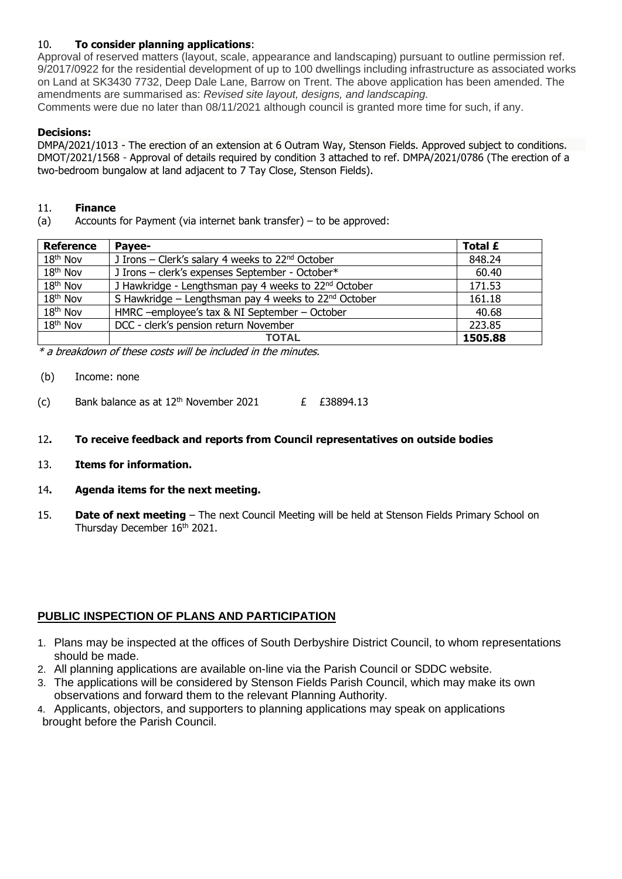10. **To consider planning applications**:

Approval of reserved matters (layout, scale, appearance and landscaping) pursuant to outline permission ref. 9/2017/0922 for the residential development of up to 100 dwellings including infrastructure as associated works on Land at SK3430 7732, Deep Dale Lane, Barrow on Trent. The above application has been amended. The amendments are summarised as: *Revised site layout, designs, and landscaping.*

Comments were due no later than 08/11/2021 although council is granted more time for such, if any.

**Decisions:**

DMPA/2021/1013 - The erection of an extension at 6 Outram Way, Stenson Fields. Approved subject to conditions.
DMOT/2021/1568 - Approval of details required by condition 3 attached to ref. DMPA/2021/0786 (The erection of a two-bedroom bungalow at land adjacent to 7 Tay Close, Stenson Fields).

11. **Finance**

(a) Accounts for Payment (via internet bank transfer) – to be approved:

| Reference | Payee- | Total £ |
|---|---|---|
| 18th Nov | J Irons – Clerk's salary 4 weeks to 22nd October | 848.24 |
| 18th Nov | J Irons – clerk's expenses September - October* | 60.40 |
| 18th Nov | J Hawkridge - Lengthsman pay 4 weeks to 22nd October | 171.53 |
| 18th Nov | S Hawkridge – Lengthsman pay 4 weeks to 22nd October | 161.18 |
| 18th Nov | HMRC –employee's tax & NI September – October | 40.68 |
| 18th Nov | DCC - clerk's pension return November | 223.85 |
| | **TOTAL** | **1505.88** |

*\* a breakdown of these costs will be included in the minutes.*

(b) Income: none

(c) Bank balance as at 12th November 2021 £ £38894.13

12**. To receive feedback and reports from Council representatives on outside bodies**

13. **Items for information.**

14**. Agenda items for the next meeting.**

15. **Date of next meeting** – The next Council Meeting will be held at Stenson Fields Primary School on Thursday December 16th 2021.

## PUBLIC INSPECTION OF PLANS AND PARTICIPATION

1. Plans may be inspected at the offices of South Derbyshire District Council, to whom representations should be made.
2. All planning applications are available on-line via the Parish Council or SDDC website.
3. The applications will be considered by Stenson Fields Parish Council, which may make its own observations and forward them to the relevant Planning Authority.
4. Applicants, objectors, and supporters to planning applications may speak on applications brought before the Parish Council.